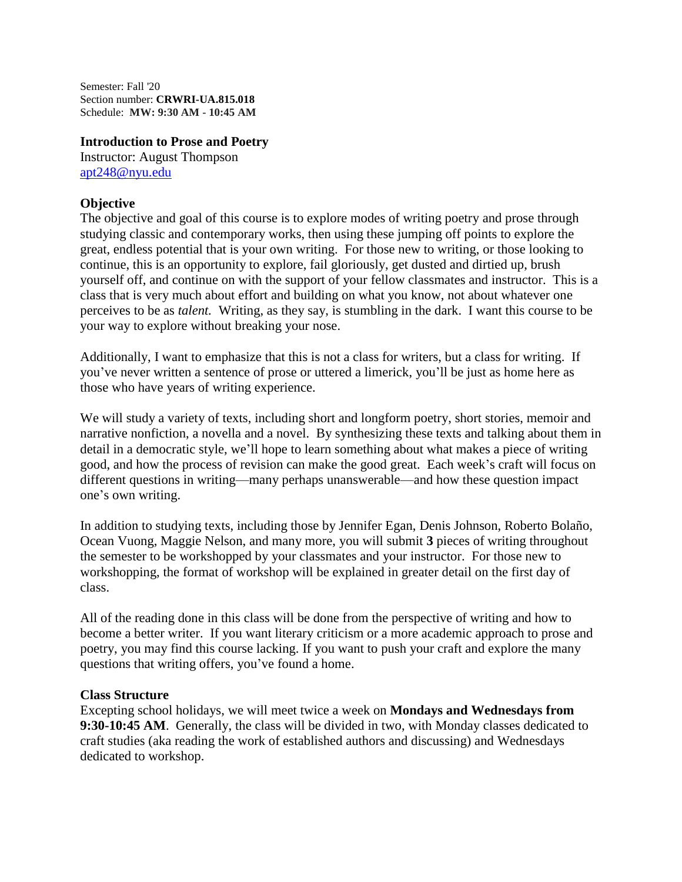Semester: Fall '20
Section number: **CRWRI-UA.815.018**
Schedule: **MW: 9:30 AM - 10:45 AM**

## Introduction to Prose and Poetry

Instructor: August Thompson
apt248@nyu.edu

### Objective

The objective and goal of this course is to explore modes of writing poetry and prose through studying classic and contemporary works, then using these jumping off points to explore the great, endless potential that is your own writing. For those new to writing, or those looking to continue, this is an opportunity to explore, fail gloriously, get dusted and dirtied up, brush yourself off, and continue on with the support of your fellow classmates and instructor. This is a class that is very much about effort and building on what you know, not about whatever one perceives to be as *talent.* Writing, as they say, is stumbling in the dark. I want this course to be your way to explore without breaking your nose.

Additionally, I want to emphasize that this is not a class for writers, but a class for writing. If you've never written a sentence of prose or uttered a limerick, you'll be just as home here as those who have years of writing experience.

We will study a variety of texts, including short and longform poetry, short stories, memoir and narrative nonfiction, a novella and a novel. By synthesizing these texts and talking about them in detail in a democratic style, we'll hope to learn something about what makes a piece of writing good, and how the process of revision can make the good great. Each week's craft will focus on different questions in writing—many perhaps unanswerable—and how these question impact one's own writing.

In addition to studying texts, including those by Jennifer Egan, Denis Johnson, Roberto Bolaño, Ocean Vuong, Maggie Nelson, and many more, you will submit **3** pieces of writing throughout the semester to be workshopped by your classmates and your instructor. For those new to workshopping, the format of workshop will be explained in greater detail on the first day of class.

All of the reading done in this class will be done from the perspective of writing and how to become a better writer. If you want literary criticism or a more academic approach to prose and poetry, you may find this course lacking. If you want to push your craft and explore the many questions that writing offers, you've found a home.

### Class Structure

Excepting school holidays, we will meet twice a week on **Mondays and Wednesdays from 9:30-10:45 AM**. Generally, the class will be divided in two, with Monday classes dedicated to craft studies (aka reading the work of established authors and discussing) and Wednesdays dedicated to workshop.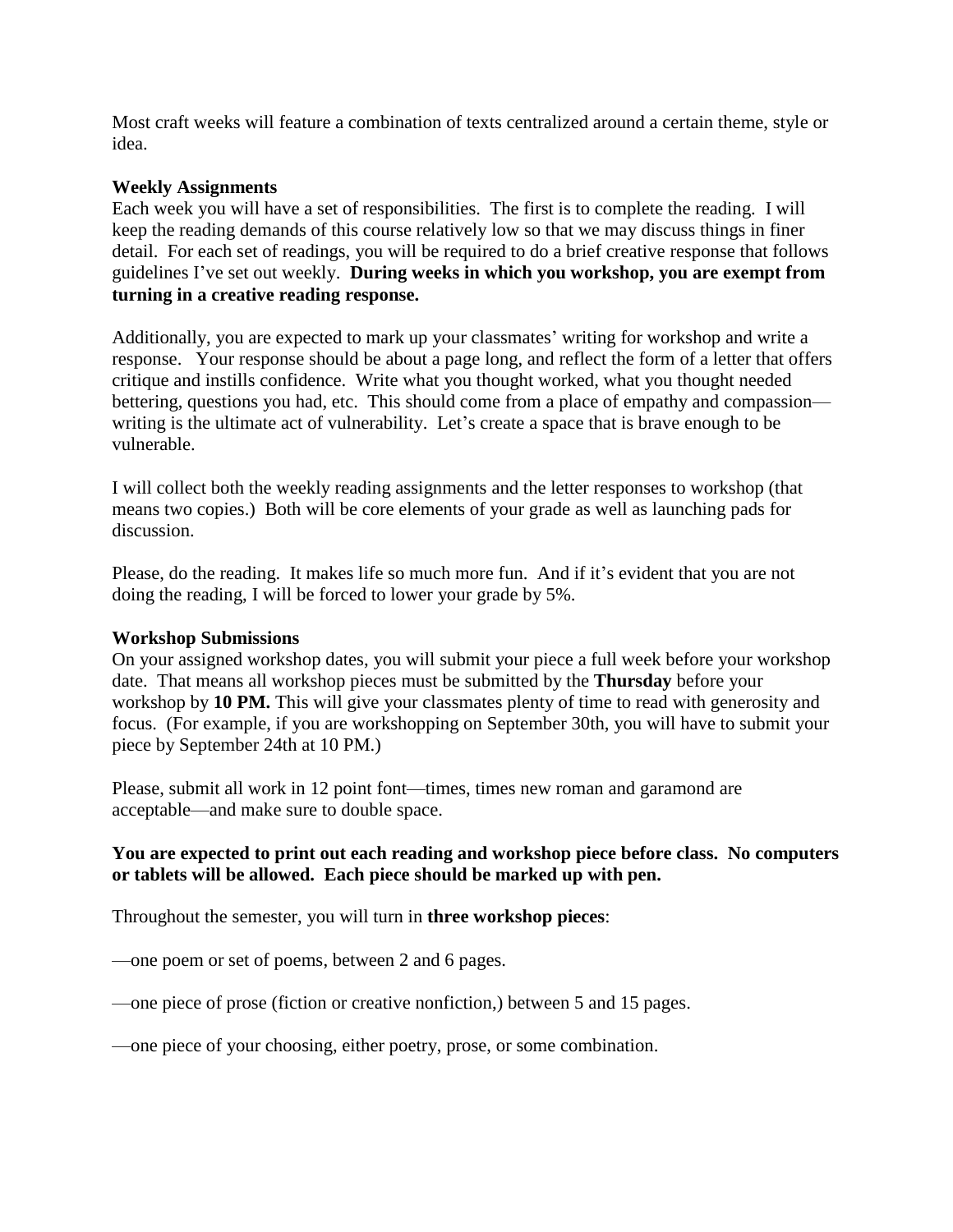Most craft weeks will feature a combination of texts centralized around a certain theme, style or idea.

**Weekly Assignments**

Each week you will have a set of responsibilities. The first is to complete the reading. I will keep the reading demands of this course relatively low so that we may discuss things in finer detail. For each set of readings, you will be required to do a brief creative response that follows guidelines I've set out weekly. **During weeks in which you workshop, you are exempt from turning in a creative reading response.**

Additionally, you are expected to mark up your classmates' writing for workshop and write a response. Your response should be about a page long, and reflect the form of a letter that offers critique and instills confidence. Write what you thought worked, what you thought needed bettering, questions you had, etc. This should come from a place of empathy and compassion—writing is the ultimate act of vulnerability. Let's create a space that is brave enough to be vulnerable.

I will collect both the weekly reading assignments and the letter responses to workshop (that means two copies.) Both will be core elements of your grade as well as launching pads for discussion.

Please, do the reading. It makes life so much more fun. And if it's evident that you are not doing the reading, I will be forced to lower your grade by 5%.

**Workshop Submissions**

On your assigned workshop dates, you will submit your piece a full week before your workshop date. That means all workshop pieces must be submitted by the **Thursday** before your workshop by **10 PM.** This will give your classmates plenty of time to read with generosity and focus. (For example, if you are workshopping on September 30th, you will have to submit your piece by September 24th at 10 PM.)

Please, submit all work in 12 point font—times, times new roman and garamond are acceptable—and make sure to double space.

**You are expected to print out each reading and workshop piece before class. No computers or tablets will be allowed. Each piece should be marked up with pen.**

Throughout the semester, you will turn in **three workshop pieces**:

—one poem or set of poems, between 2 and 6 pages.

—one piece of prose (fiction or creative nonfiction,) between 5 and 15 pages.

—one piece of your choosing, either poetry, prose, or some combination.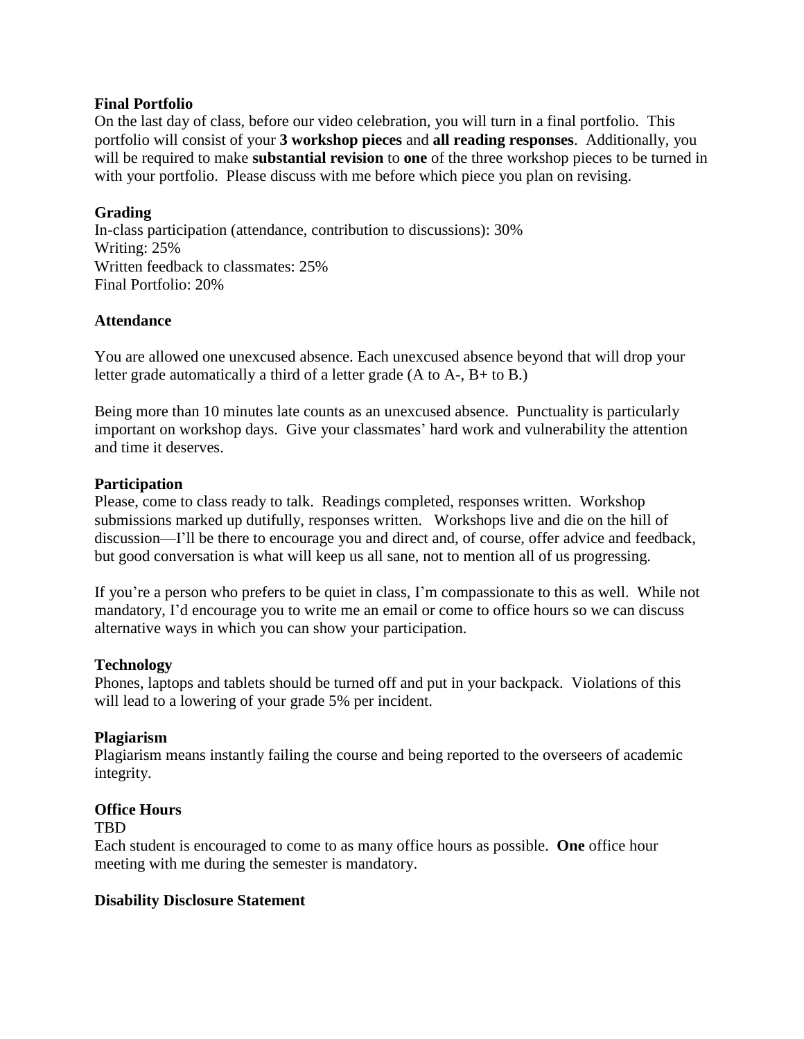**Final Portfolio**
On the last day of class, before our video celebration, you will turn in a final portfolio. This portfolio will consist of your **3 workshop pieces** and **all reading responses**. Additionally, you will be required to make **substantial revision** to **one** of the three workshop pieces to be turned in with your portfolio. Please discuss with me before which piece you plan on revising.

**Grading**
In-class participation (attendance, contribution to discussions): 30%
Writing: 25%
Written feedback to classmates: 25%
Final Portfolio: 20%

**Attendance**

You are allowed one unexcused absence. Each unexcused absence beyond that will drop your letter grade automatically a third of a letter grade (A to A-, B+ to B.)

Being more than 10 minutes late counts as an unexcused absence. Punctuality is particularly important on workshop days. Give your classmates' hard work and vulnerability the attention and time it deserves.

**Participation**
Please, come to class ready to talk. Readings completed, responses written. Workshop submissions marked up dutifully, responses written. Workshops live and die on the hill of discussion—I'll be there to encourage you and direct and, of course, offer advice and feedback, but good conversation is what will keep us all sane, not to mention all of us progressing.

If you're a person who prefers to be quiet in class, I'm compassionate to this as well. While not mandatory, I'd encourage you to write me an email or come to office hours so we can discuss alternative ways in which you can show your participation.

**Technology**
Phones, laptops and tablets should be turned off and put in your backpack. Violations of this will lead to a lowering of your grade 5% per incident.

**Plagiarism**
Plagiarism means instantly failing the course and being reported to the overseers of academic integrity.

**Office Hours**
TBD
Each student is encouraged to come to as many office hours as possible. **One** office hour meeting with me during the semester is mandatory.

**Disability Disclosure Statement**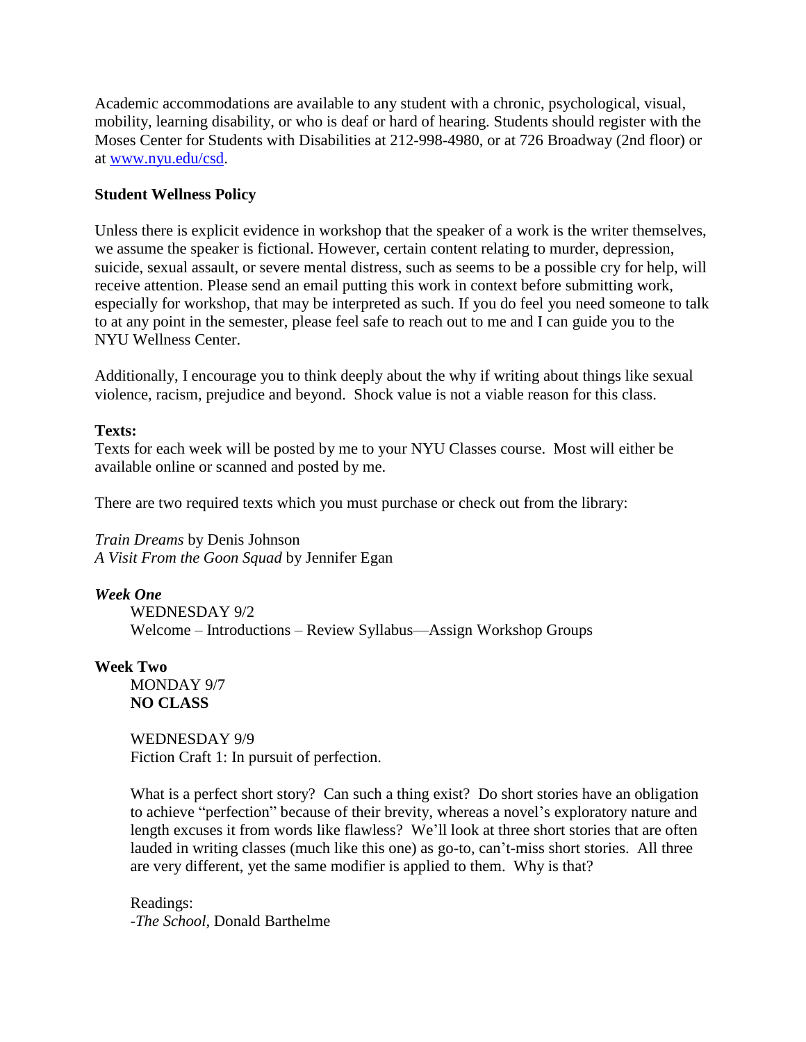Academic accommodations are available to any student with a chronic, psychological, visual, mobility, learning disability, or who is deaf or hard of hearing. Students should register with the Moses Center for Students with Disabilities at 212-998-4980, or at 726 Broadway (2nd floor) or at [www.nyu.edu/csd](http://www.nyu.edu/csd).

**Student Wellness Policy**

Unless there is explicit evidence in workshop that the speaker of a work is the writer themselves, we assume the speaker is fictional. However, certain content relating to murder, depression, suicide, sexual assault, or severe mental distress, such as seems to be a possible cry for help, will receive attention. Please send an email putting this work in context before submitting work, especially for workshop, that may be interpreted as such. If you do feel you need someone to talk to at any point in the semester, please feel safe to reach out to me and I can guide you to the NYU Wellness Center.

Additionally, I encourage you to think deeply about the why if writing about things like sexual violence, racism, prejudice and beyond. Shock value is not a viable reason for this class.

**Texts:**
Texts for each week will be posted by me to your NYU Classes course. Most will either be available online or scanned and posted by me.

There are two required texts which you must purchase or check out from the library:

*Train Dreams* by Denis Johnson
*A Visit From the Goon Squad* by Jennifer Egan

***Week One***

WEDNESDAY 9/2
Welcome – Introductions – Review Syllabus—Assign Workshop Groups

**Week Two**

MONDAY 9/7
**NO CLASS**

WEDNESDAY 9/9
Fiction Craft 1: In pursuit of perfection.

What is a perfect short story? Can such a thing exist? Do short stories have an obligation to achieve "perfection" because of their brevity, whereas a novel's exploratory nature and length excuses it from words like flawless? We'll look at three short stories that are often lauded in writing classes (much like this one) as go-to, can't-miss short stories. All three are very different, yet the same modifier is applied to them. Why is that?

Readings:
-*The School,* Donald Barthelme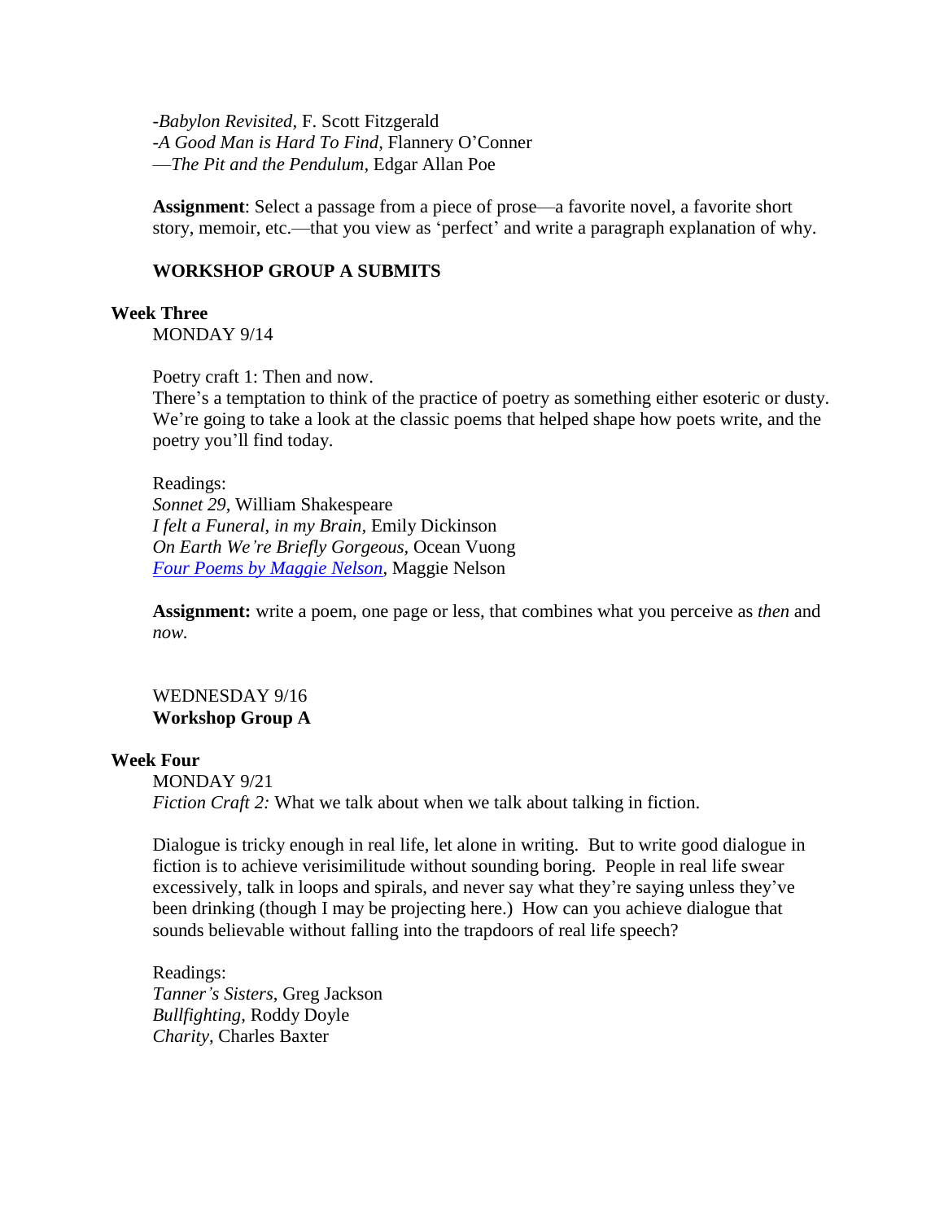-*Babylon Revisited*, F. Scott Fitzgerald
-*A Good Man is Hard To Find*, Flannery O'Conner
—*The Pit and the Pendulum*, Edgar Allan Poe

**Assignment**: Select a passage from a piece of prose—a favorite novel, a favorite short story, memoir, etc.—that you view as 'perfect' and write a paragraph explanation of why.

**WORKSHOP GROUP A SUBMITS**

**Week Three**

MONDAY 9/14

Poetry craft 1: Then and now.
There's a temptation to think of the practice of poetry as something either esoteric or dusty. We're going to take a look at the classic poems that helped shape how poets write, and the poetry you'll find today.

Readings:
*Sonnet 29*, William Shakespeare
*I felt a Funeral, in my Brain*, Emily Dickinson
*On Earth We're Briefly Gorgeous*, Ocean Vuong
*Four Poems by Maggie Nelson*, Maggie Nelson

**Assignment:** write a poem, one page or less, that combines what you perceive as *then* and *now.*

WEDNESDAY 9/16
**Workshop Group A**

**Week Four**

MONDAY 9/21
*Fiction Craft 2:* What we talk about when we talk about talking in fiction.

Dialogue is tricky enough in real life, let alone in writing. But to write good dialogue in fiction is to achieve verisimilitude without sounding boring. People in real life swear excessively, talk in loops and spirals, and never say what they're saying unless they've been drinking (though I may be projecting here.) How can you achieve dialogue that sounds believable without falling into the trapdoors of real life speech?

Readings:
*Tanner's Sisters*, Greg Jackson
*Bullfighting*, Roddy Doyle
*Charity*, Charles Baxter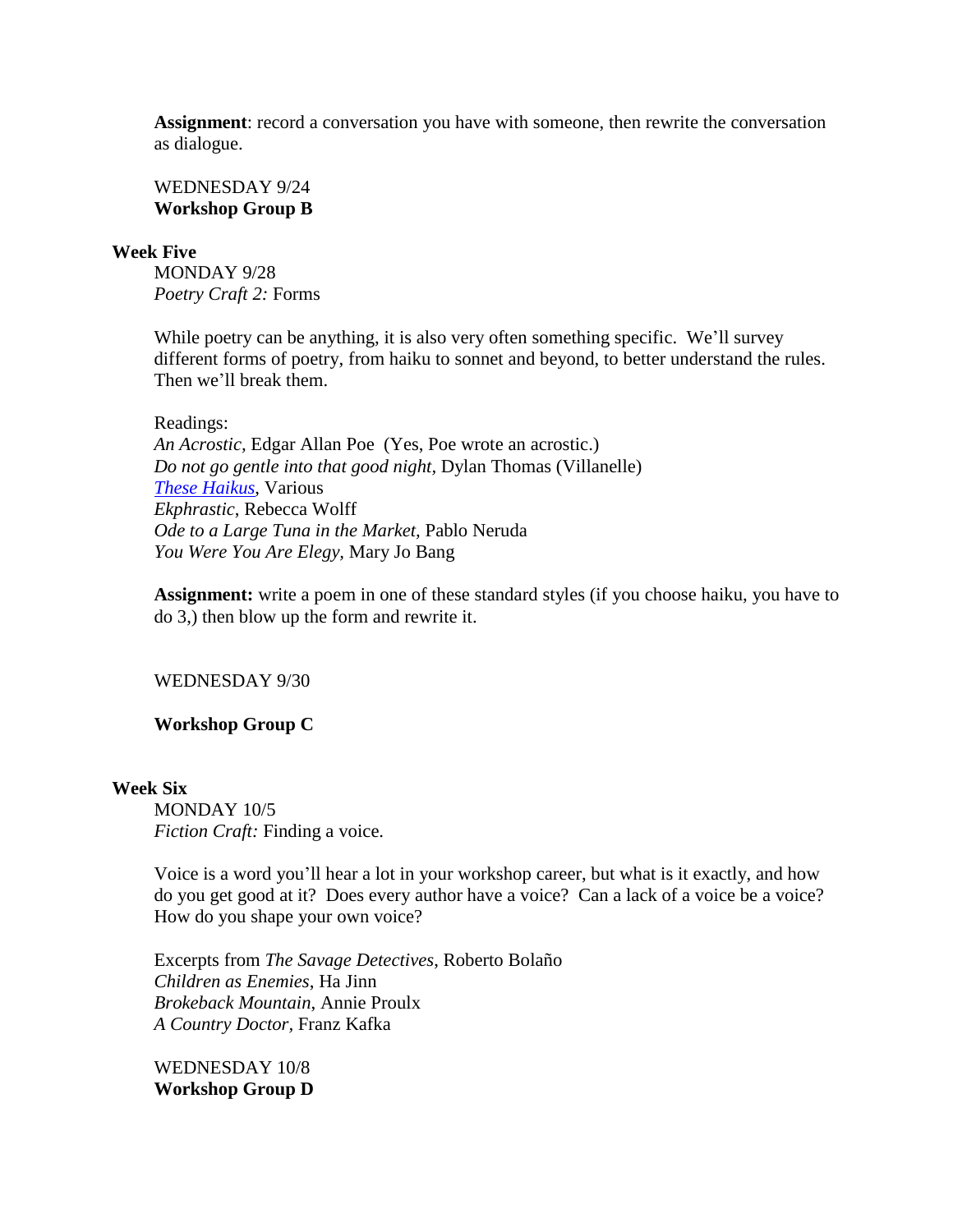**Assignment**: record a conversation you have with someone, then rewrite the conversation as dialogue.

WEDNESDAY 9/24
**Workshop Group B**

**Week Five**

MONDAY 9/28
*Poetry Craft 2:* Forms

While poetry can be anything, it is also very often something specific. We'll survey different forms of poetry, from haiku to sonnet and beyond, to better understand the rules. Then we'll break them.

Readings:
*An Acrostic*, Edgar Allan Poe (Yes, Poe wrote an acrostic.)
*Do not go gentle into that good night*, Dylan Thomas (Villanelle)
*These Haikus*, Various
*Ekphrastic*, Rebecca Wolff
*Ode to a Large Tuna in the Market*, Pablo Neruda
*You Were You Are Elegy*, Mary Jo Bang

**Assignment:** write a poem in one of these standard styles (if you choose haiku, you have to do 3,) then blow up the form and rewrite it.

WEDNESDAY 9/30

**Workshop Group C**

**Week Six**

MONDAY 10/5
*Fiction Craft:* Finding a voice.

Voice is a word you'll hear a lot in your workshop career, but what is it exactly, and how do you get good at it? Does every author have a voice? Can a lack of a voice be a voice? How do you shape your own voice?

Excerpts from *The Savage Detectives*, Roberto Bolaño
*Children as Enemies*, Ha Jinn
*Brokeback Mountain*, Annie Proulx
*A Country Doctor*, Franz Kafka

WEDNESDAY 10/8
**Workshop Group D**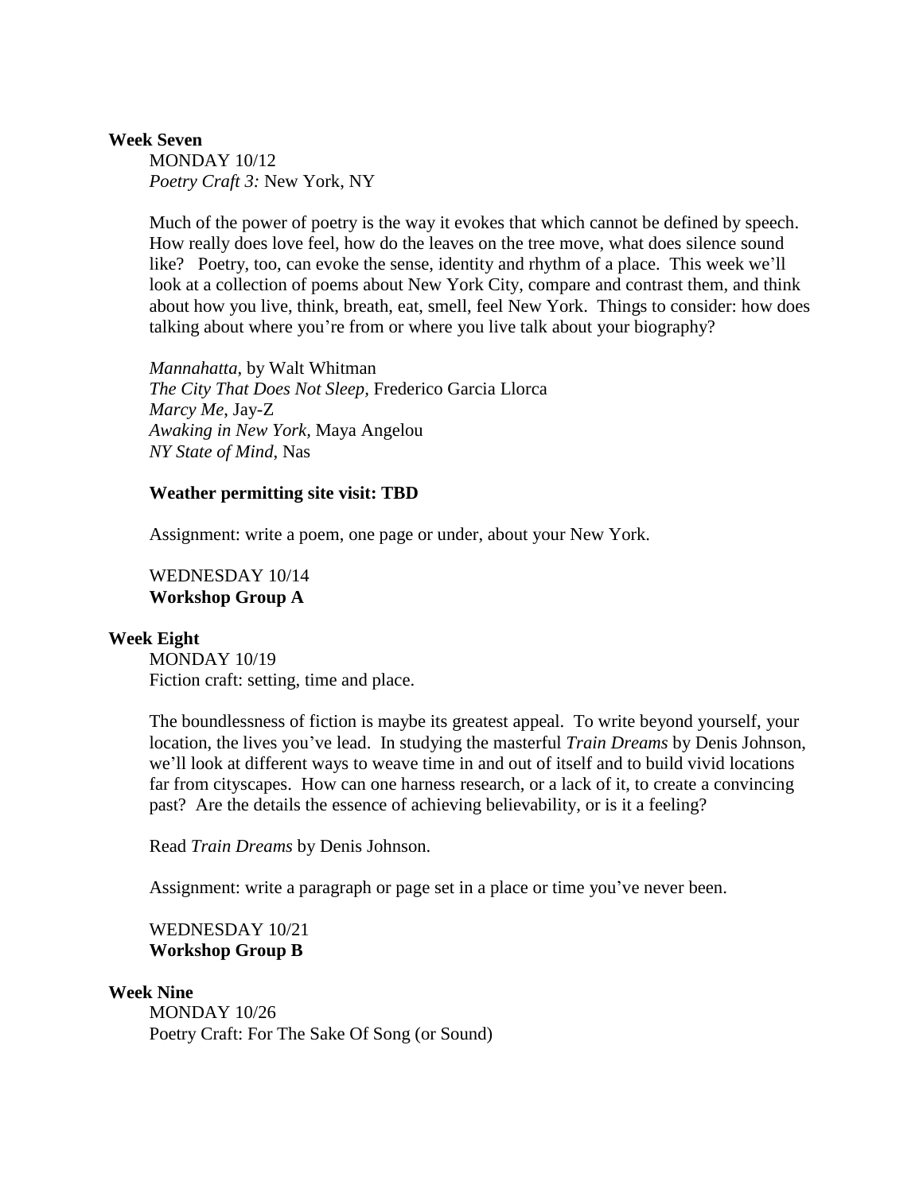**Week Seven**

MONDAY 10/12

*Poetry Craft 3:* New York, NY

Much of the power of poetry is the way it evokes that which cannot be defined by speech. How really does love feel, how do the leaves on the tree move, what does silence sound like? Poetry, too, can evoke the sense, identity and rhythm of a place. This week we'll look at a collection of poems about New York City, compare and contrast them, and think about how you live, think, breath, eat, smell, feel New York. Things to consider: how does talking about where you're from or where you live talk about your biography?

*Mannahatta*, by Walt Whitman
*The City That Does Not Sleep*, Frederico Garcia Llorca
*Marcy Me*, Jay-Z
*Awaking in New York*, Maya Angelou
*NY State of Mind*, Nas

**Weather permitting site visit: TBD**

Assignment: write a poem, one page or under, about your New York.

WEDNESDAY 10/14
**Workshop Group A**

**Week Eight**

MONDAY 10/19

Fiction craft: setting, time and place.

The boundlessness of fiction is maybe its greatest appeal. To write beyond yourself, your location, the lives you've lead. In studying the masterful *Train Dreams* by Denis Johnson, we'll look at different ways to weave time in and out of itself and to build vivid locations far from cityscapes. How can one harness research, or a lack of it, to create a convincing past? Are the details the essence of achieving believability, or is it a feeling?

Read *Train Dreams* by Denis Johnson.

Assignment: write a paragraph or page set in a place or time you've never been.

WEDNESDAY 10/21
**Workshop Group B**

**Week Nine**

MONDAY 10/26

Poetry Craft: For The Sake Of Song (or Sound)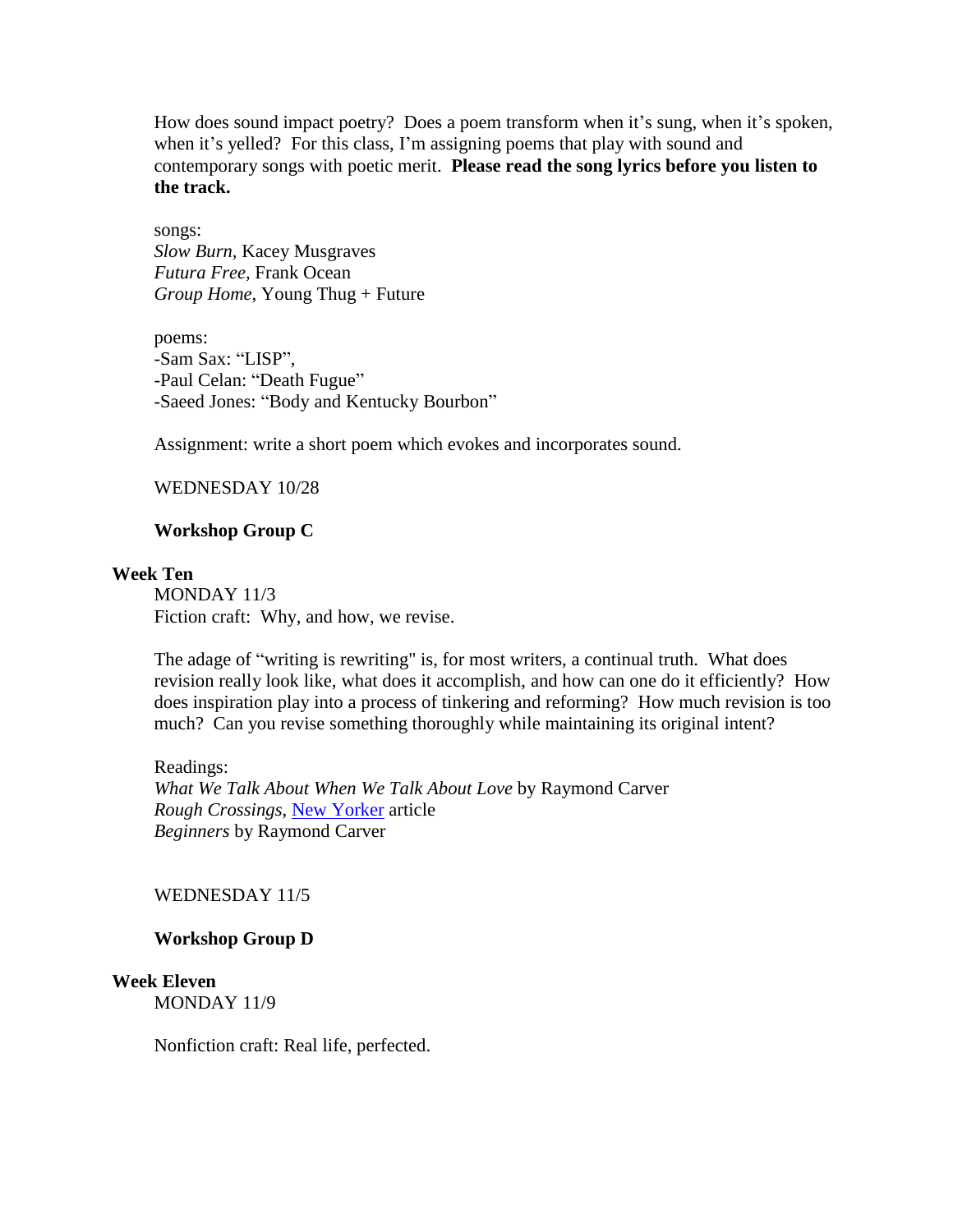How does sound impact poetry? Does a poem transform when it's sung, when it's spoken, when it's yelled? For this class, I'm assigning poems that play with sound and contemporary songs with poetic merit. **Please read the song lyrics before you listen to the track.**

songs:
*Slow Burn,* Kacey Musgraves
*Futura Free,* Frank Ocean
*Group Home*, Young Thug + Future

poems:
-Sam Sax: "LISP",
-Paul Celan: "Death Fugue"
-Saeed Jones: "Body and Kentucky Bourbon"

Assignment: write a short poem which evokes and incorporates sound.

WEDNESDAY 10/28

**Workshop Group C**

### Week Ten

MONDAY 11/3
Fiction craft: Why, and how, we revise.

The adage of "writing is rewriting" is, for most writers, a continual truth. What does revision really look like, what does it accomplish, and how can one do it efficiently? How does inspiration play into a process of tinkering and reforming? How much revision is too much? Can you revise something thoroughly while maintaining its original intent?

Readings:
*What We Talk About When We Talk About Love* by Raymond Carver
*Rough Crossings*, New Yorker article
*Beginners* by Raymond Carver

WEDNESDAY 11/5

**Workshop Group D**

### Week Eleven

MONDAY 11/9

Nonfiction craft: Real life, perfected.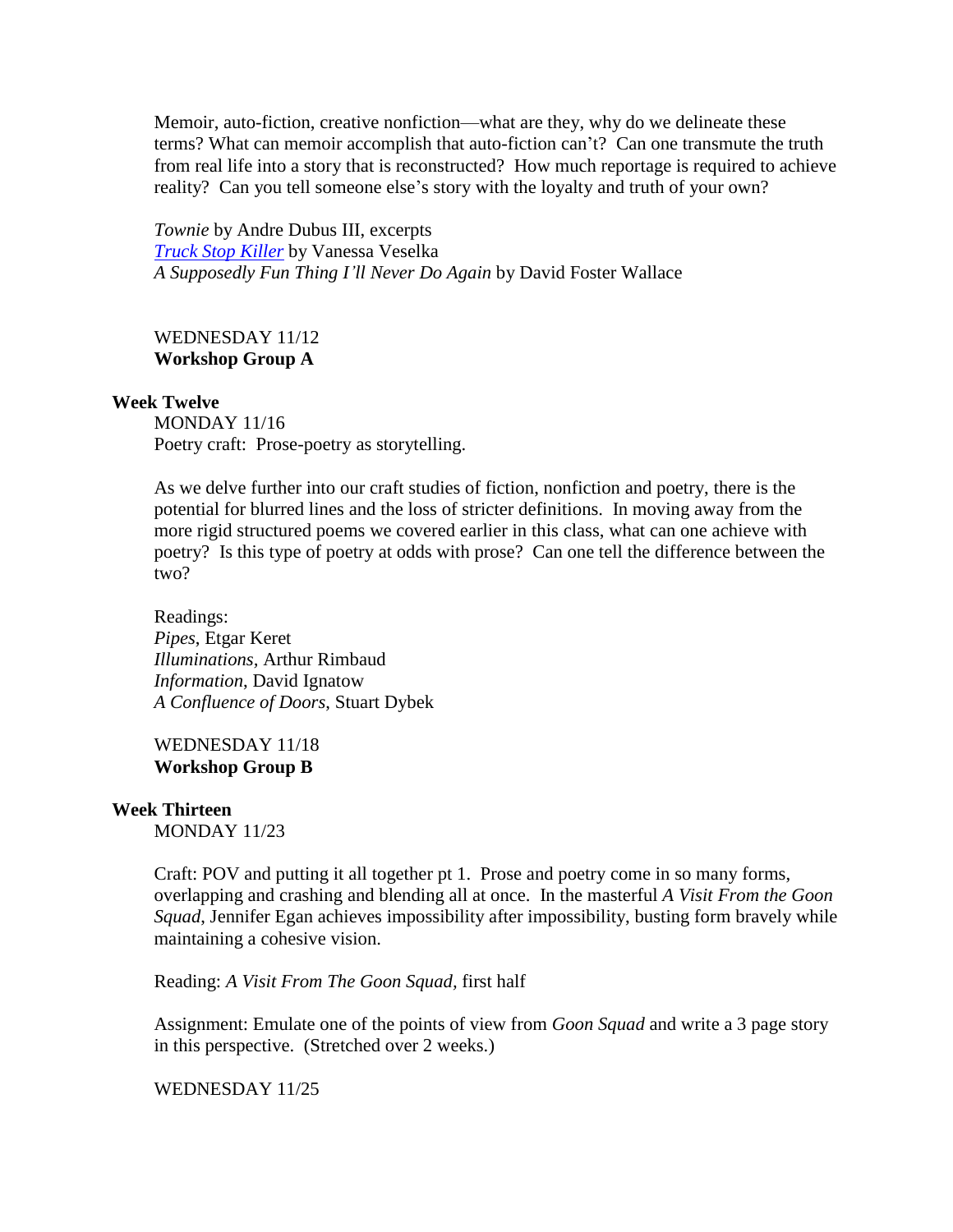Memoir, auto-fiction, creative nonfiction—what are they, why do we delineate these terms? What can memoir accomplish that auto-fiction can't? Can one transmute the truth from real life into a story that is reconstructed? How much reportage is required to achieve reality? Can you tell someone else's story with the loyalty and truth of your own?

*Townie* by Andre Dubus III, excerpts
*Truck Stop Killer* by Vanessa Veselka
*A Supposedly Fun Thing I'll Never Do Again* by David Foster Wallace

WEDNESDAY 11/12
**Workshop Group A**

**Week Twelve**

MONDAY 11/16
Poetry craft: Prose-poetry as storytelling.

As we delve further into our craft studies of fiction, nonfiction and poetry, there is the potential for blurred lines and the loss of stricter definitions. In moving away from the more rigid structured poems we covered earlier in this class, what can one achieve with poetry? Is this type of poetry at odds with prose? Can one tell the difference between the two?

Readings:
*Pipes*, Etgar Keret
*Illuminations*, Arthur Rimbaud
*Information*, David Ignatow
*A Confluence of Doors*, Stuart Dybek

WEDNESDAY 11/18
**Workshop Group B**

**Week Thirteen**

MONDAY 11/23

Craft: POV and putting it all together pt 1. Prose and poetry come in so many forms, overlapping and crashing and blending all at once. In the masterful *A Visit From the Goon Squad*, Jennifer Egan achieves impossibility after impossibility, busting form bravely while maintaining a cohesive vision.

Reading: *A Visit From The Goon Squad*, first half

Assignment: Emulate one of the points of view from *Goon Squad* and write a 3 page story in this perspective. (Stretched over 2 weeks.)

WEDNESDAY 11/25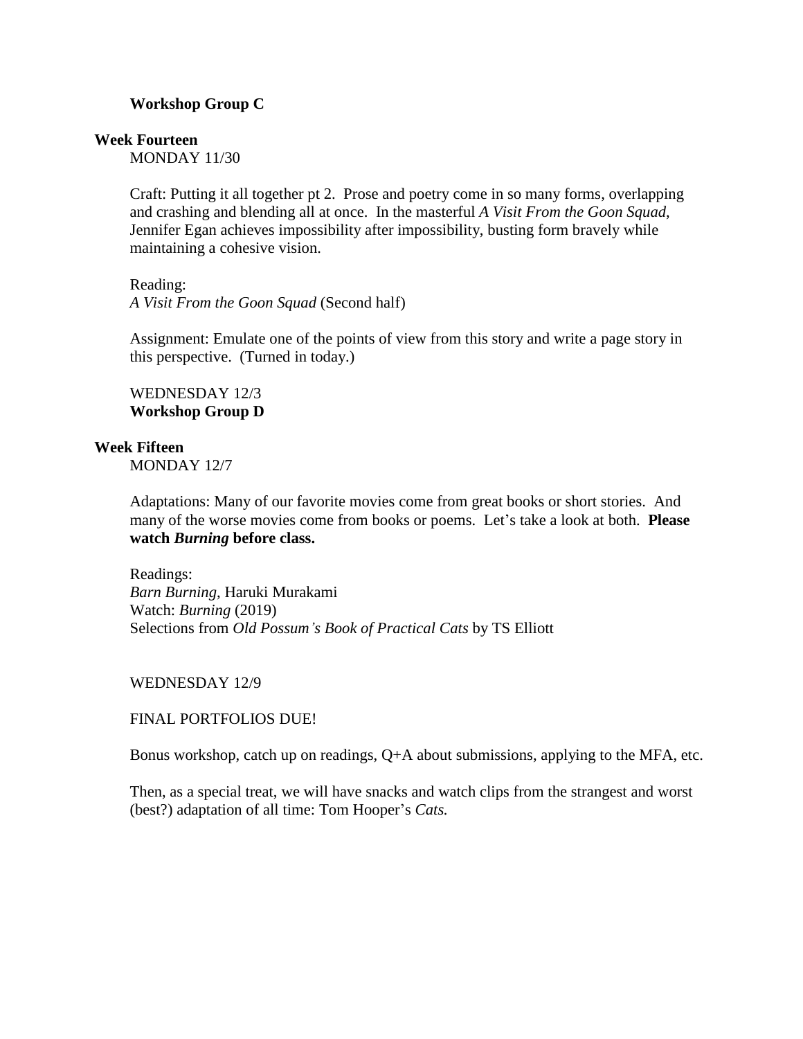**Workshop Group C**

**Week Fourteen**

MONDAY 11/30

Craft: Putting it all together pt 2. Prose and poetry come in so many forms, overlapping and crashing and blending all at once. In the masterful *A Visit From the Goon Squad*, Jennifer Egan achieves impossibility after impossibility, busting form bravely while maintaining a cohesive vision.

Reading:
*A Visit From the Goon Squad* (Second half)

Assignment: Emulate one of the points of view from this story and write a page story in this perspective. (Turned in today.)

WEDNESDAY 12/3
**Workshop Group D**

**Week Fifteen**

MONDAY 12/7

Adaptations: Many of our favorite movies come from great books or short stories. And many of the worse movies come from books or poems. Let's take a look at both. **Please watch *Burning* before class.**

Readings:
*Barn Burning*, Haruki Murakami
Watch: *Burning* (2019)
Selections from *Old Possum's Book of Practical Cats* by TS Elliott

WEDNESDAY 12/9

FINAL PORTFOLIOS DUE!

Bonus workshop, catch up on readings, Q+A about submissions, applying to the MFA, etc.

Then, as a special treat, we will have snacks and watch clips from the strangest and worst (best?) adaptation of all time: Tom Hooper's *Cats.*